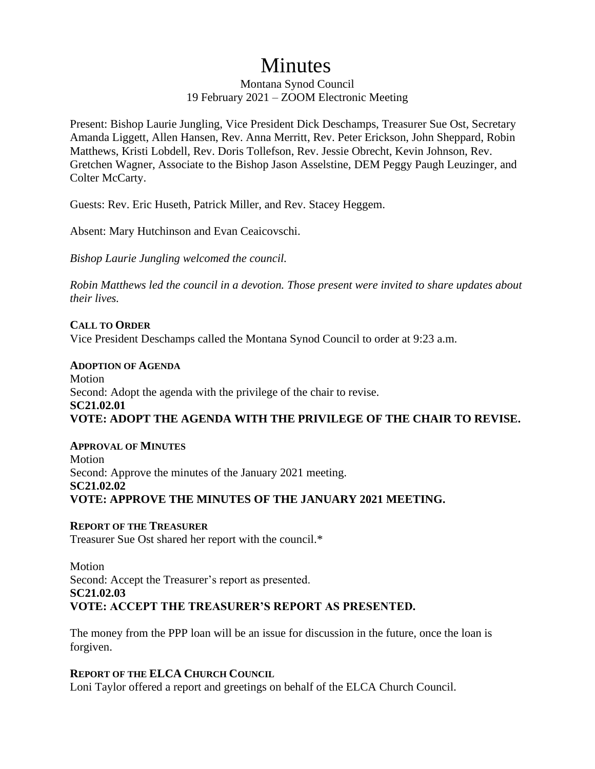# Minutes

Montana Synod Council
19 February 2021 – ZOOM Electronic Meeting

Present: Bishop Laurie Jungling, Vice President Dick Deschamps, Treasurer Sue Ost, Secretary Amanda Liggett, Allen Hansen, Rev. Anna Merritt, Rev. Peter Erickson, John Sheppard, Robin Matthews, Kristi Lobdell, Rev. Doris Tollefson, Rev. Jessie Obrecht, Kevin Johnson, Rev. Gretchen Wagner, Associate to the Bishop Jason Asselstine, DEM Peggy Paugh Leuzinger, and Colter McCarty.

Guests: Rev. Eric Huseth, Patrick Miller, and Rev. Stacey Heggem.

Absent: Mary Hutchinson and Evan Ceaicovschi.

*Bishop Laurie Jungling welcomed the council.*

*Robin Matthews led the council in a devotion. Those present were invited to share updates about their lives.*

**CALL TO ORDER**

Vice President Deschamps called the Montana Synod Council to order at 9:23 a.m.

**ADOPTION OF AGENDA**

Motion
Second: Adopt the agenda with the privilege of the chair to revise.
**SC21.02.01**
**VOTE: ADOPT THE AGENDA WITH THE PRIVILEGE OF THE CHAIR TO REVISE.**

**APPROVAL OF MINUTES**

Motion
Second: Approve the minutes of the January 2021 meeting.
**SC21.02.02**
**VOTE: APPROVE THE MINUTES OF THE JANUARY 2021 MEETING.**

**REPORT OF THE TREASURER**

Treasurer Sue Ost shared her report with the council.*

Motion
Second: Accept the Treasurer's report as presented.
**SC21.02.03**
**VOTE: ACCEPT THE TREASURER'S REPORT AS PRESENTED.**

The money from the PPP loan will be an issue for discussion in the future, once the loan is forgiven.

**REPORT OF THE ELCA CHURCH COUNCIL**

Loni Taylor offered a report and greetings on behalf of the ELCA Church Council.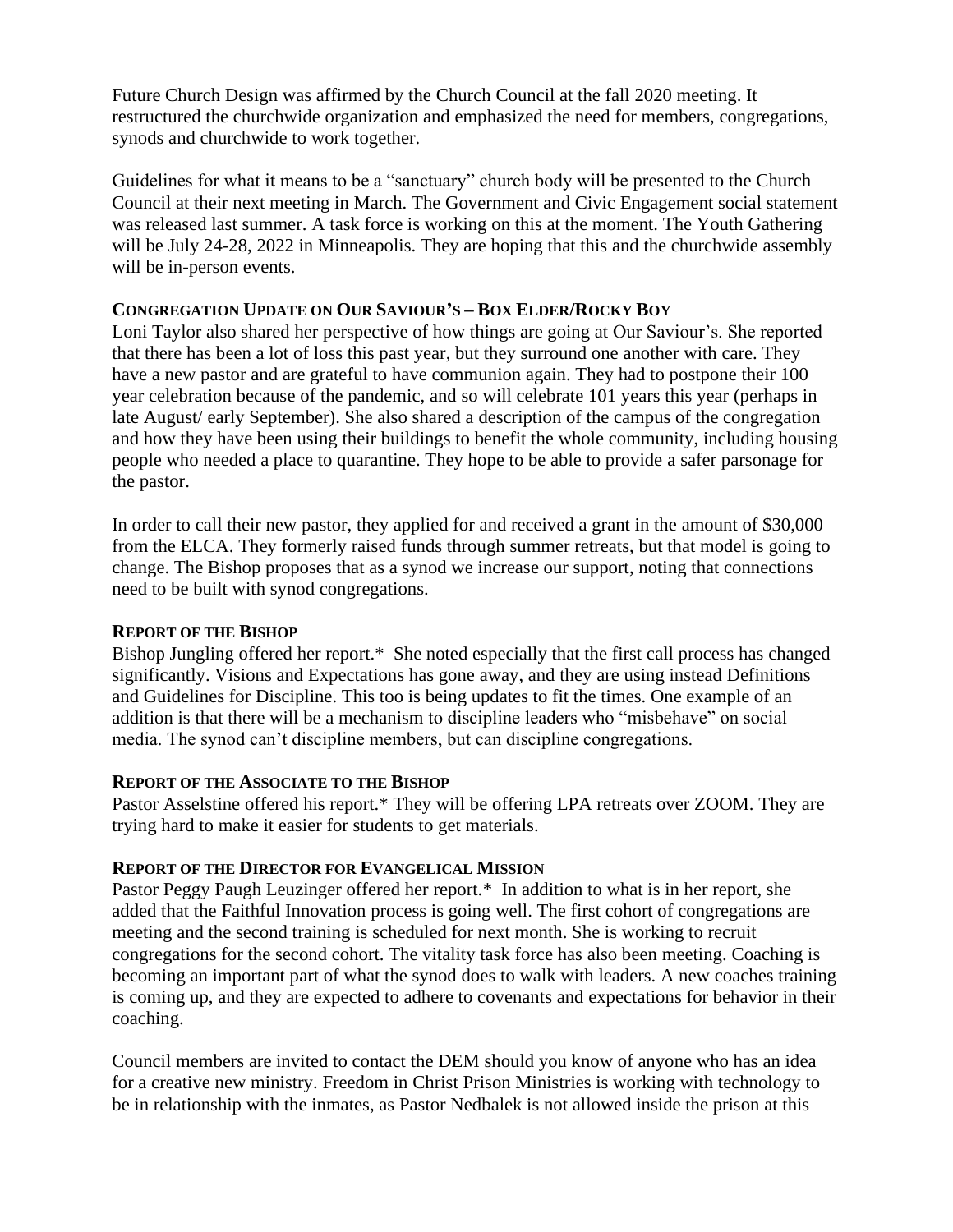Future Church Design was affirmed by the Church Council at the fall 2020 meeting. It restructured the churchwide organization and emphasized the need for members, congregations, synods and churchwide to work together.

Guidelines for what it means to be a "sanctuary" church body will be presented to the Church Council at their next meeting in March. The Government and Civic Engagement social statement was released last summer. A task force is working on this at the moment. The Youth Gathering will be July 24-28, 2022 in Minneapolis. They are hoping that this and the churchwide assembly will be in-person events.

#### CONGREGATION UPDATE ON OUR SAVIOUR'S – BOX ELDER/ROCKY BOY

Loni Taylor also shared her perspective of how things are going at Our Saviour's. She reported that there has been a lot of loss this past year, but they surround one another with care. They have a new pastor and are grateful to have communion again. They had to postpone their 100 year celebration because of the pandemic, and so will celebrate 101 years this year (perhaps in late August/ early September). She also shared a description of the campus of the congregation and how they have been using their buildings to benefit the whole community, including housing people who needed a place to quarantine. They hope to be able to provide a safer parsonage for the pastor.

In order to call their new pastor, they applied for and received a grant in the amount of $30,000 from the ELCA. They formerly raised funds through summer retreats, but that model is going to change. The Bishop proposes that as a synod we increase our support, noting that connections need to be built with synod congregations.

#### REPORT OF THE BISHOP

Bishop Jungling offered her report.* She noted especially that the first call process has changed significantly. Visions and Expectations has gone away, and they are using instead Definitions and Guidelines for Discipline. This too is being updates to fit the times. One example of an addition is that there will be a mechanism to discipline leaders who "misbehave" on social media. The synod can't discipline members, but can discipline congregations.

#### REPORT OF THE ASSOCIATE TO THE BISHOP

Pastor Asselstine offered his report.* They will be offering LPA retreats over ZOOM. They are trying hard to make it easier for students to get materials.

#### REPORT OF THE DIRECTOR FOR EVANGELICAL MISSION

Pastor Peggy Paugh Leuzinger offered her report.* In addition to what is in her report, she added that the Faithful Innovation process is going well. The first cohort of congregations are meeting and the second training is scheduled for next month. She is working to recruit congregations for the second cohort. The vitality task force has also been meeting. Coaching is becoming an important part of what the synod does to walk with leaders. A new coaches training is coming up, and they are expected to adhere to covenants and expectations for behavior in their coaching.

Council members are invited to contact the DEM should you know of anyone who has an idea for a creative new ministry. Freedom in Christ Prison Ministries is working with technology to be in relationship with the inmates, as Pastor Nedbalek is not allowed inside the prison at this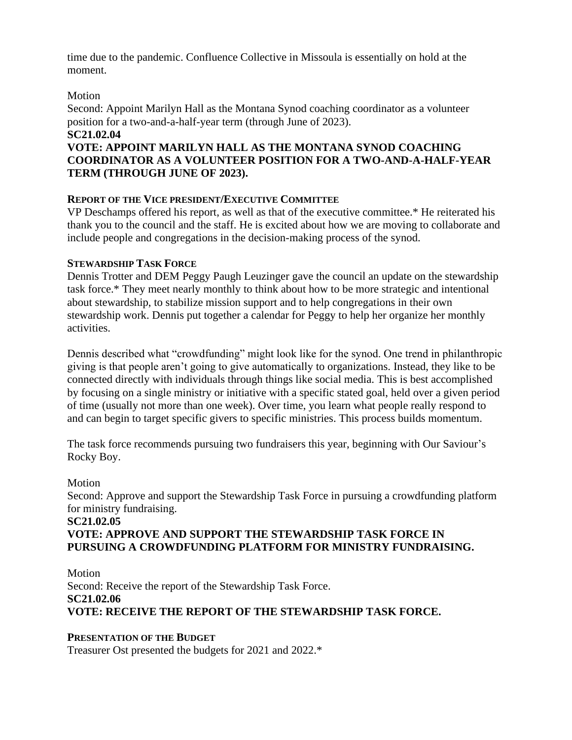time due to the pandemic. Confluence Collective in Missoula is essentially on hold at the moment.

Motion
Second: Appoint Marilyn Hall as the Montana Synod coaching coordinator as a volunteer position for a two-and-a-half-year term (through June of 2023).
**SC21.02.04**
**VOTE: APPOINT MARILYN HALL AS THE MONTANA SYNOD COACHING COORDINATOR AS A VOLUNTEER POSITION FOR A TWO-AND-A-HALF-YEAR TERM (THROUGH JUNE OF 2023).**

**REPORT OF THE VICE PRESIDENT/EXECUTIVE COMMITTEE**
VP Deschamps offered his report, as well as that of the executive committee.* He reiterated his thank you to the council and the staff. He is excited about how we are moving to collaborate and include people and congregations in the decision-making process of the synod.

**STEWARDSHIP TASK FORCE**
Dennis Trotter and DEM Peggy Paugh Leuzinger gave the council an update on the stewardship task force.* They meet nearly monthly to think about how to be more strategic and intentional about stewardship, to stabilize mission support and to help congregations in their own stewardship work. Dennis put together a calendar for Peggy to help her organize her monthly activities.

Dennis described what "crowdfunding" might look like for the synod. One trend in philanthropic giving is that people aren't going to give automatically to organizations. Instead, they like to be connected directly with individuals through things like social media. This is best accomplished by focusing on a single ministry or initiative with a specific stated goal, held over a given period of time (usually not more than one week). Over time, you learn what people really respond to and can begin to target specific givers to specific ministries. This process builds momentum.

The task force recommends pursuing two fundraisers this year, beginning with Our Saviour's Rocky Boy.

Motion
Second: Approve and support the Stewardship Task Force in pursuing a crowdfunding platform for ministry fundraising.
**SC21.02.05**
**VOTE: APPROVE AND SUPPORT THE STEWARDSHIP TASK FORCE IN PURSUING A CROWDFUNDING PLATFORM FOR MINISTRY FUNDRAISING.**

Motion
Second: Receive the report of the Stewardship Task Force.
**SC21.02.06**
**VOTE: RECEIVE THE REPORT OF THE STEWARDSHIP TASK FORCE.**

**PRESENTATION OF THE BUDGET**
Treasurer Ost presented the budgets for 2021 and 2022.*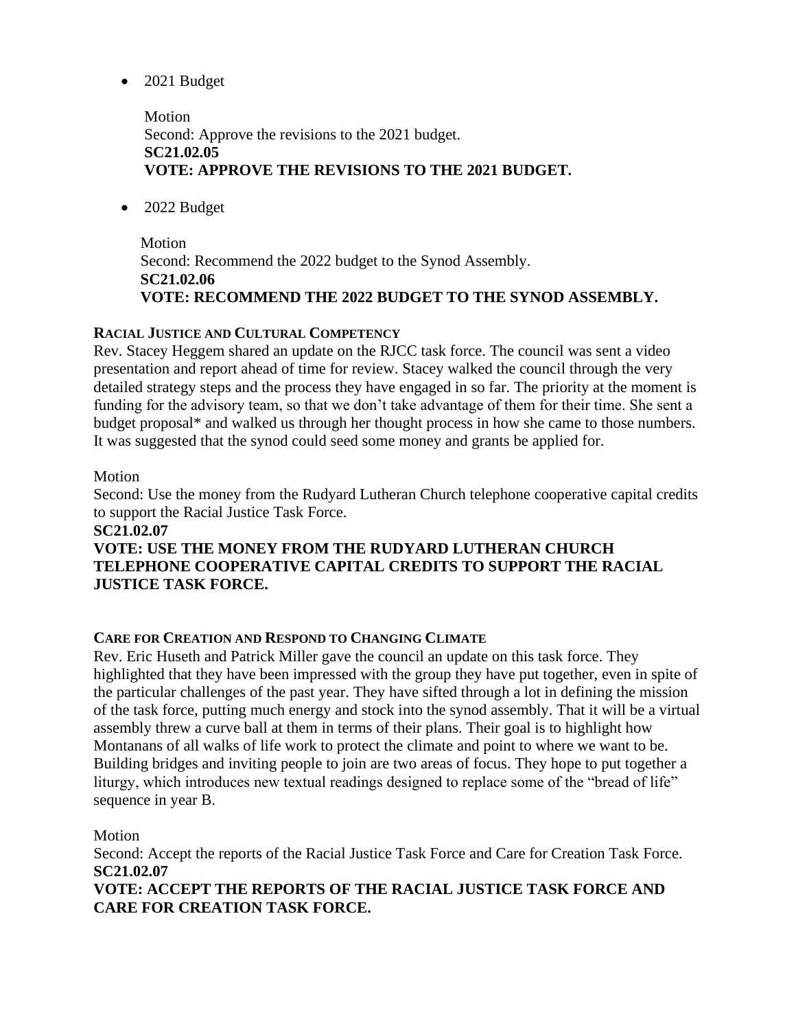- 2021 Budget

  Motion
  Second: Approve the revisions to the 2021 budget.
  **SC21.02.05**
  **VOTE: APPROVE THE REVISIONS TO THE 2021 BUDGET.**

- 2022 Budget

  Motion
  Second: Recommend the 2022 budget to the Synod Assembly.
  **SC21.02.06**
  **VOTE: RECOMMEND THE 2022 BUDGET TO THE SYNOD ASSEMBLY.**

**RACIAL JUSTICE AND CULTURAL COMPETENCY**

Rev. Stacey Heggem shared an update on the RJCC task force. The council was sent a video presentation and report ahead of time for review. Stacey walked the council through the very detailed strategy steps and the process they have engaged in so far. The priority at the moment is funding for the advisory team, so that we don't take advantage of them for their time. She sent a budget proposal* and walked us through her thought process in how she came to those numbers. It was suggested that the synod could seed some money and grants be applied for.

Motion
Second: Use the money from the Rudyard Lutheran Church telephone cooperative capital credits to support the Racial Justice Task Force.
**SC21.02.07**
**VOTE: USE THE MONEY FROM THE RUDYARD LUTHERAN CHURCH TELEPHONE COOPERATIVE CAPITAL CREDITS TO SUPPORT THE RACIAL JUSTICE TASK FORCE.**

**CARE FOR CREATION AND RESPOND TO CHANGING CLIMATE**

Rev. Eric Huseth and Patrick Miller gave the council an update on this task force. They highlighted that they have been impressed with the group they have put together, even in spite of the particular challenges of the past year. They have sifted through a lot in defining the mission of the task force, putting much energy and stock into the synod assembly. That it will be a virtual assembly threw a curve ball at them in terms of their plans. Their goal is to highlight how Montanans of all walks of life work to protect the climate and point to where we want to be. Building bridges and inviting people to join are two areas of focus. They hope to put together a liturgy, which introduces new textual readings designed to replace some of the "bread of life" sequence in year B.

Motion
Second: Accept the reports of the Racial Justice Task Force and Care for Creation Task Force.
**SC21.02.07**
**VOTE: ACCEPT THE REPORTS OF THE RACIAL JUSTICE TASK FORCE AND CARE FOR CREATION TASK FORCE.**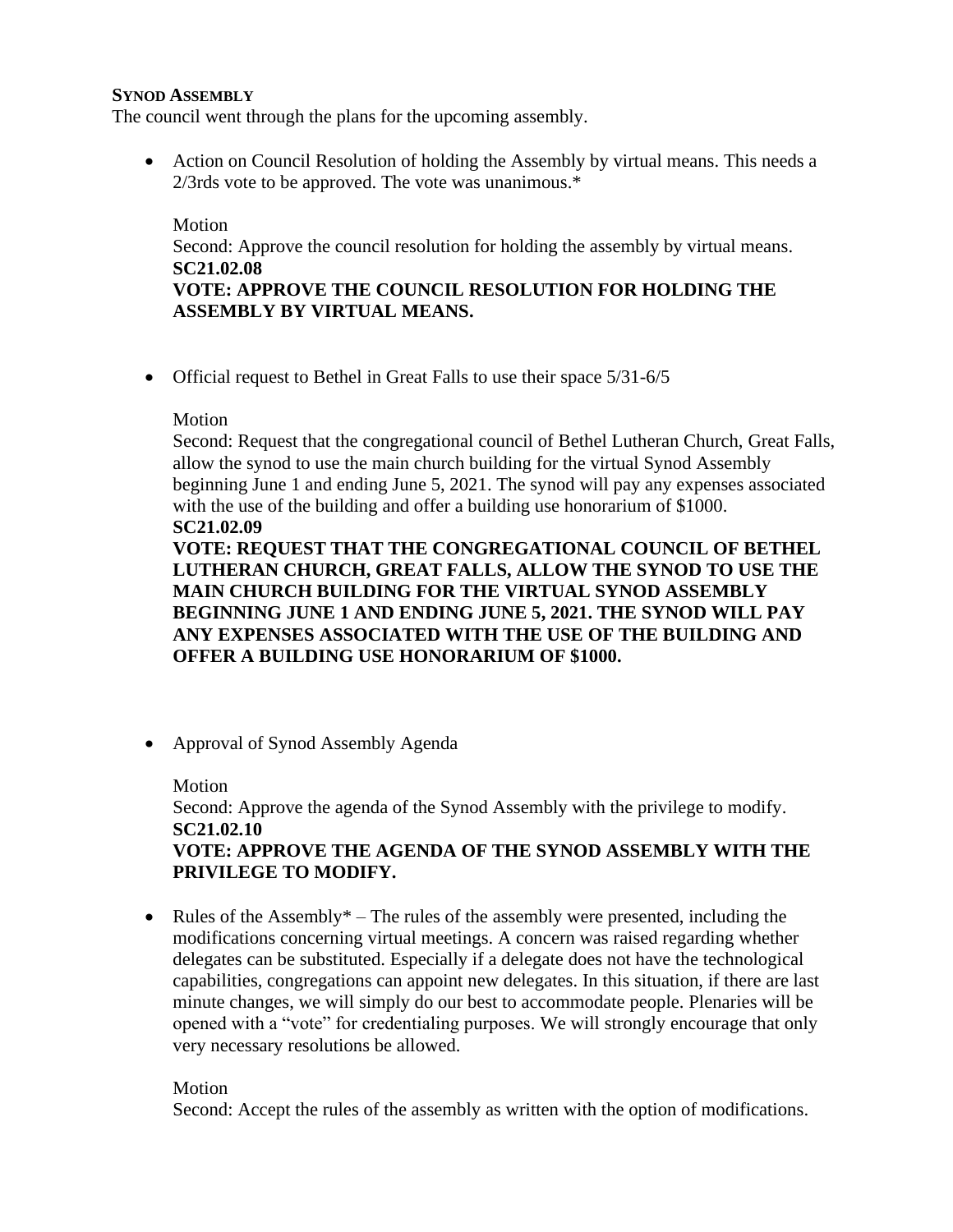**SYNOD ASSEMBLY**

The council went through the plans for the upcoming assembly.

- Action on Council Resolution of holding the Assembly by virtual means. This needs a 2/3rds vote to be approved. The vote was unanimous.*

  Motion
  Second: Approve the council resolution for holding the assembly by virtual means.
  **SC21.02.08**
  **VOTE: APPROVE THE COUNCIL RESOLUTION FOR HOLDING THE ASSEMBLY BY VIRTUAL MEANS.**

- Official request to Bethel in Great Falls to use their space 5/31-6/5

  Motion
  Second: Request that the congregational council of Bethel Lutheran Church, Great Falls, allow the synod to use the main church building for the virtual Synod Assembly beginning June 1 and ending June 5, 2021. The synod will pay any expenses associated with the use of the building and offer a building use honorarium of $1000.
  **SC21.02.09**
  **VOTE: REQUEST THAT THE CONGREGATIONAL COUNCIL OF BETHEL LUTHERAN CHURCH, GREAT FALLS, ALLOW THE SYNOD TO USE THE MAIN CHURCH BUILDING FOR THE VIRTUAL SYNOD ASSEMBLY BEGINNING JUNE 1 AND ENDING JUNE 5, 2021. THE SYNOD WILL PAY ANY EXPENSES ASSOCIATED WITH THE USE OF THE BUILDING AND OFFER A BUILDING USE HONORARIUM OF $1000.**

- Approval of Synod Assembly Agenda

  Motion
  Second: Approve the agenda of the Synod Assembly with the privilege to modify.
  **SC21.02.10**
  **VOTE: APPROVE THE AGENDA OF THE SYNOD ASSEMBLY WITH THE PRIVILEGE TO MODIFY.**

- Rules of the Assembly* – The rules of the assembly were presented, including the modifications concerning virtual meetings. A concern was raised regarding whether delegates can be substituted. Especially if a delegate does not have the technological capabilities, congregations can appoint new delegates. In this situation, if there are last minute changes, we will simply do our best to accommodate people. Plenaries will be opened with a "vote" for credentialing purposes. We will strongly encourage that only very necessary resolutions be allowed.

  Motion
  Second: Accept the rules of the assembly as written with the option of modifications.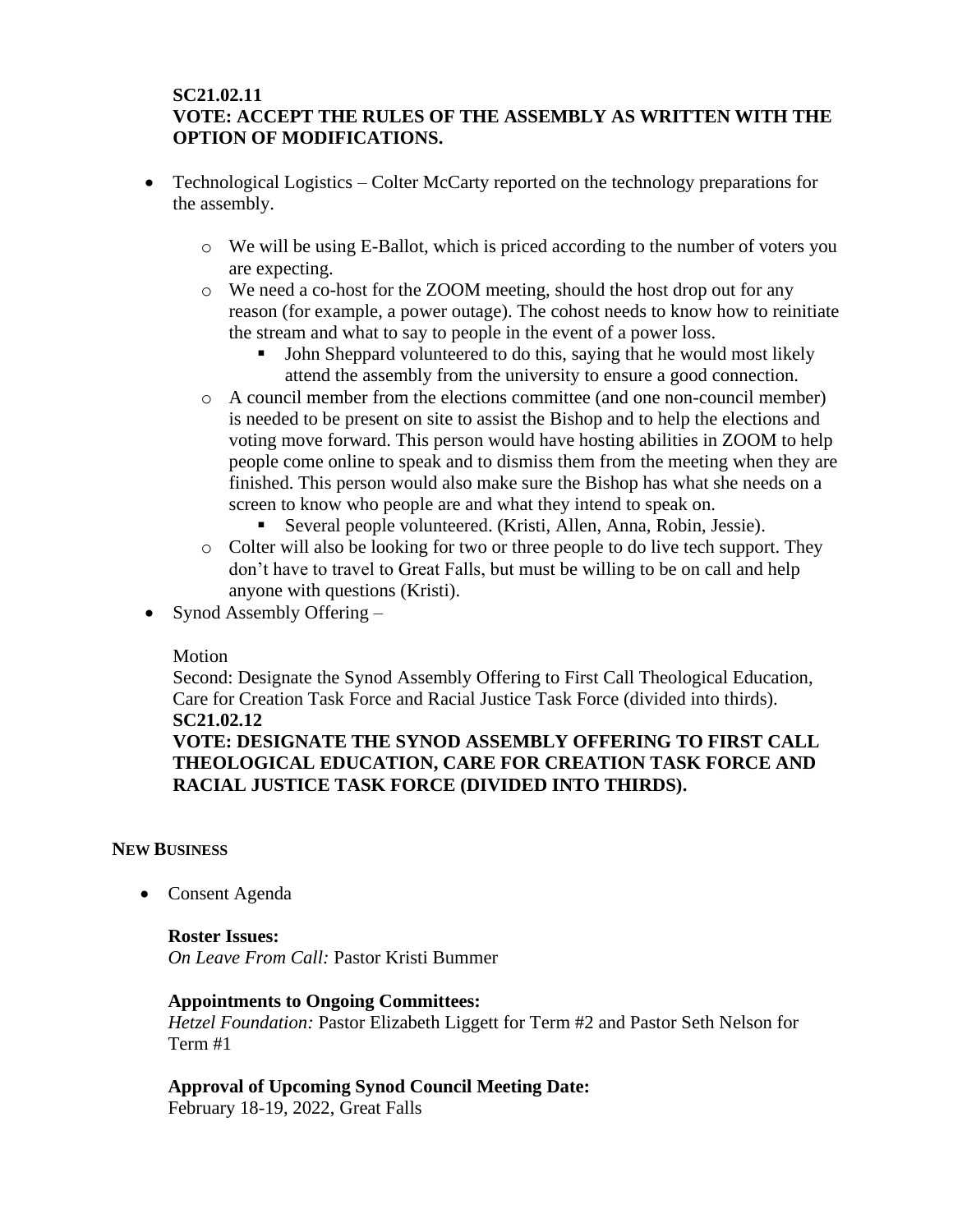**SC21.02.11**
**VOTE: ACCEPT THE RULES OF THE ASSEMBLY AS WRITTEN WITH THE OPTION OF MODIFICATIONS.**

- Technological Logistics – Colter McCarty reported on the technology preparations for the assembly.
  - We will be using E-Ballot, which is priced according to the number of voters you are expecting.
  - We need a co-host for the ZOOM meeting, should the host drop out for any reason (for example, a power outage). The cohost needs to know how to reinitiate the stream and what to say to people in the event of a power loss.
    - John Sheppard volunteered to do this, saying that he would most likely attend the assembly from the university to ensure a good connection.
  - A council member from the elections committee (and one non-council member) is needed to be present on site to assist the Bishop and to help the elections and voting move forward. This person would have hosting abilities in ZOOM to help people come online to speak and to dismiss them from the meeting when they are finished. This person would also make sure the Bishop has what she needs on a screen to know who people are and what they intend to speak on.
    - Several people volunteered. (Kristi, Allen, Anna, Robin, Jessie).
  - Colter will also be looking for two or three people to do live tech support. They don't have to travel to Great Falls, but must be willing to be on call and help anyone with questions (Kristi).
- Synod Assembly Offering –

  Motion
  Second: Designate the Synod Assembly Offering to First Call Theological Education, Care for Creation Task Force and Racial Justice Task Force (divided into thirds).
  **SC21.02.12**
  **VOTE: DESIGNATE THE SYNOD ASSEMBLY OFFERING TO FIRST CALL THEOLOGICAL EDUCATION, CARE FOR CREATION TASK FORCE AND RACIAL JUSTICE TASK FORCE (DIVIDED INTO THIRDS).**

**NEW BUSINESS**

- Consent Agenda

  **Roster Issues:**
  *On Leave From Call:* Pastor Kristi Bummer

  **Appointments to Ongoing Committees:**
  *Hetzel Foundation:* Pastor Elizabeth Liggett for Term #2 and Pastor Seth Nelson for Term #1

  **Approval of Upcoming Synod Council Meeting Date:**
  February 18-19, 2022, Great Falls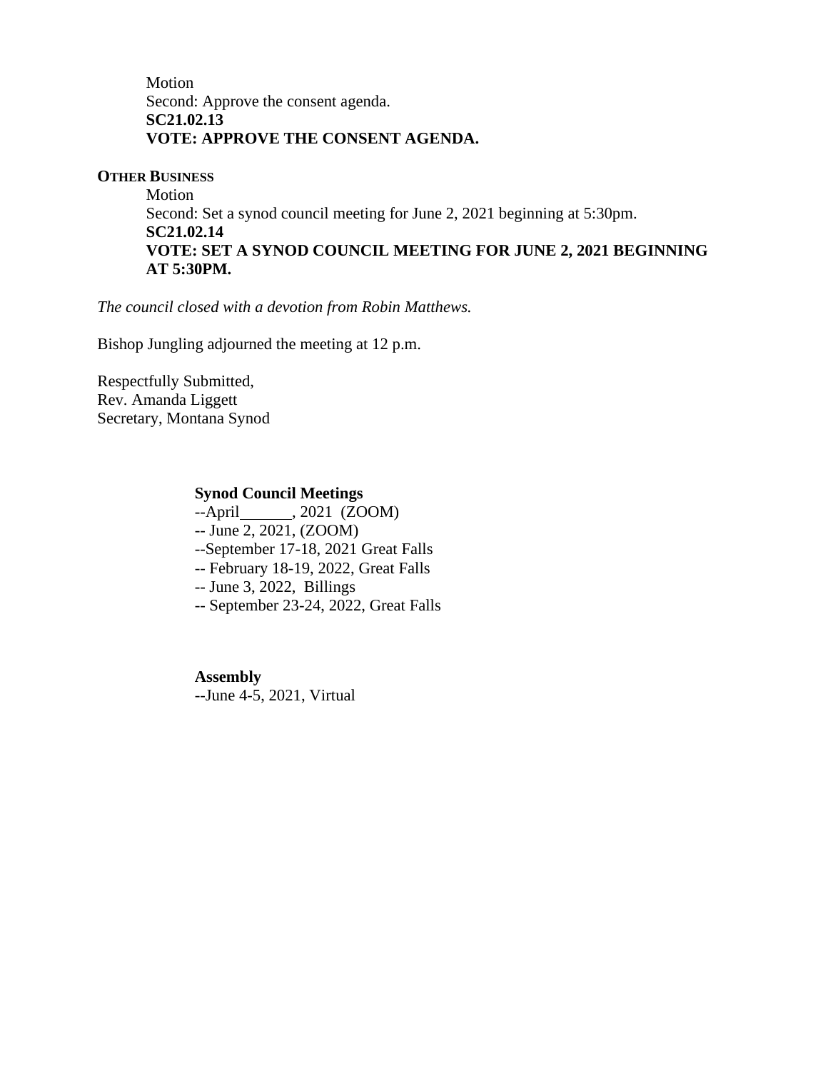Motion
Second: Approve the consent agenda.
**SC21.02.13**
**VOTE: APPROVE THE CONSENT AGENDA.**

**OTHER BUSINESS**

Motion
Second: Set a synod council meeting for June 2, 2021 beginning at 5:30pm.
**SC21.02.14**
**VOTE: SET A SYNOD COUNCIL MEETING FOR JUNE 2, 2021 BEGINNING AT 5:30PM.**

*The council closed with a devotion from Robin Matthews.*

Bishop Jungling adjourned the meeting at 12 p.m.

Respectfully Submitted,
Rev. Amanda Liggett
Secretary, Montana Synod

**Synod Council Meetings**
--April______, 2021 (ZOOM)
-- June 2, 2021, (ZOOM)
--September 17-18, 2021 Great Falls
-- February 18-19, 2022, Great Falls
-- June 3, 2022, Billings
-- September 23-24, 2022, Great Falls

**Assembly**
--June 4-5, 2021, Virtual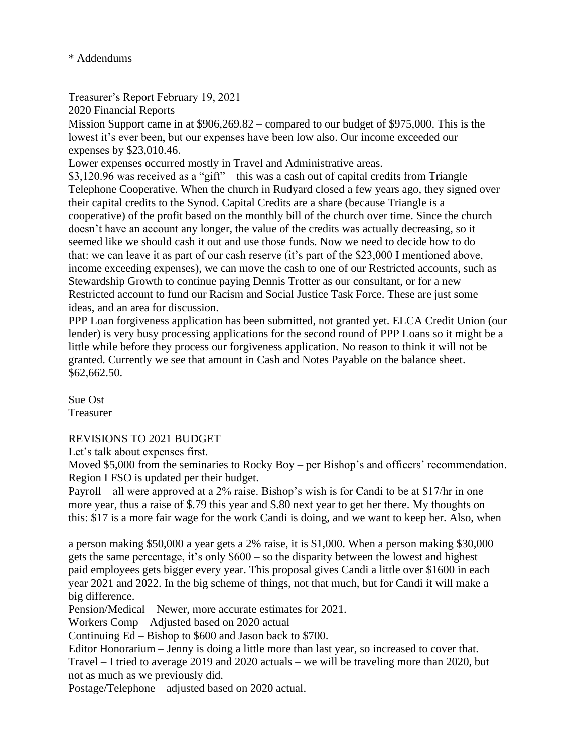* Addendums

Treasurer's Report February 19, 2021

2020 Financial Reports

Mission Support came in at $906,269.82 – compared to our budget of $975,000. This is the lowest it's ever been, but our expenses have been low also. Our income exceeded our expenses by $23,010.46.

Lower expenses occurred mostly in Travel and Administrative areas.

$3,120.96 was received as a "gift" – this was a cash out of capital credits from Triangle Telephone Cooperative. When the church in Rudyard closed a few years ago, they signed over their capital credits to the Synod. Capital Credits are a share (because Triangle is a cooperative) of the profit based on the monthly bill of the church over time. Since the church doesn't have an account any longer, the value of the credits was actually decreasing, so it seemed like we should cash it out and use those funds. Now we need to decide how to do that: we can leave it as part of our cash reserve (it's part of the $23,000 I mentioned above, income exceeding expenses), we can move the cash to one of our Restricted accounts, such as Stewardship Growth to continue paying Dennis Trotter as our consultant, or for a new Restricted account to fund our Racism and Social Justice Task Force. These are just some ideas, and an area for discussion.

PPP Loan forgiveness application has been submitted, not granted yet. ELCA Credit Union (our lender) is very busy processing applications for the second round of PPP Loans so it might be a little while before they process our forgiveness application. No reason to think it will not be granted. Currently we see that amount in Cash and Notes Payable on the balance sheet. $62,662.50.

Sue Ost
Treasurer

REVISIONS TO 2021 BUDGET

Let's talk about expenses first.

Moved $5,000 from the seminaries to Rocky Boy – per Bishop's and officers' recommendation.

Region I FSO is updated per their budget.

Payroll – all were approved at a 2% raise. Bishop's wish is for Candi to be at $17/hr in one more year, thus a raise of $.79 this year and $.80 next year to get her there. My thoughts on this: $17 is a more fair wage for the work Candi is doing, and we want to keep her. Also, when a person making $50,000 a year gets a 2% raise, it is $1,000. When a person making $30,000 gets the same percentage, it's only $600 – so the disparity between the lowest and highest paid employees gets bigger every year. This proposal gives Candi a little over $1600 in each year 2021 and 2022. In the big scheme of things, not that much, but for Candi it will make a big difference.

Pension/Medical – Newer, more accurate estimates for 2021.

Workers Comp – Adjusted based on 2020 actual

Continuing Ed – Bishop to $600 and Jason back to $700.

Editor Honorarium – Jenny is doing a little more than last year, so increased to cover that.

Travel – I tried to average 2019 and 2020 actuals – we will be traveling more than 2020, but not as much as we previously did.

Postage/Telephone – adjusted based on 2020 actual.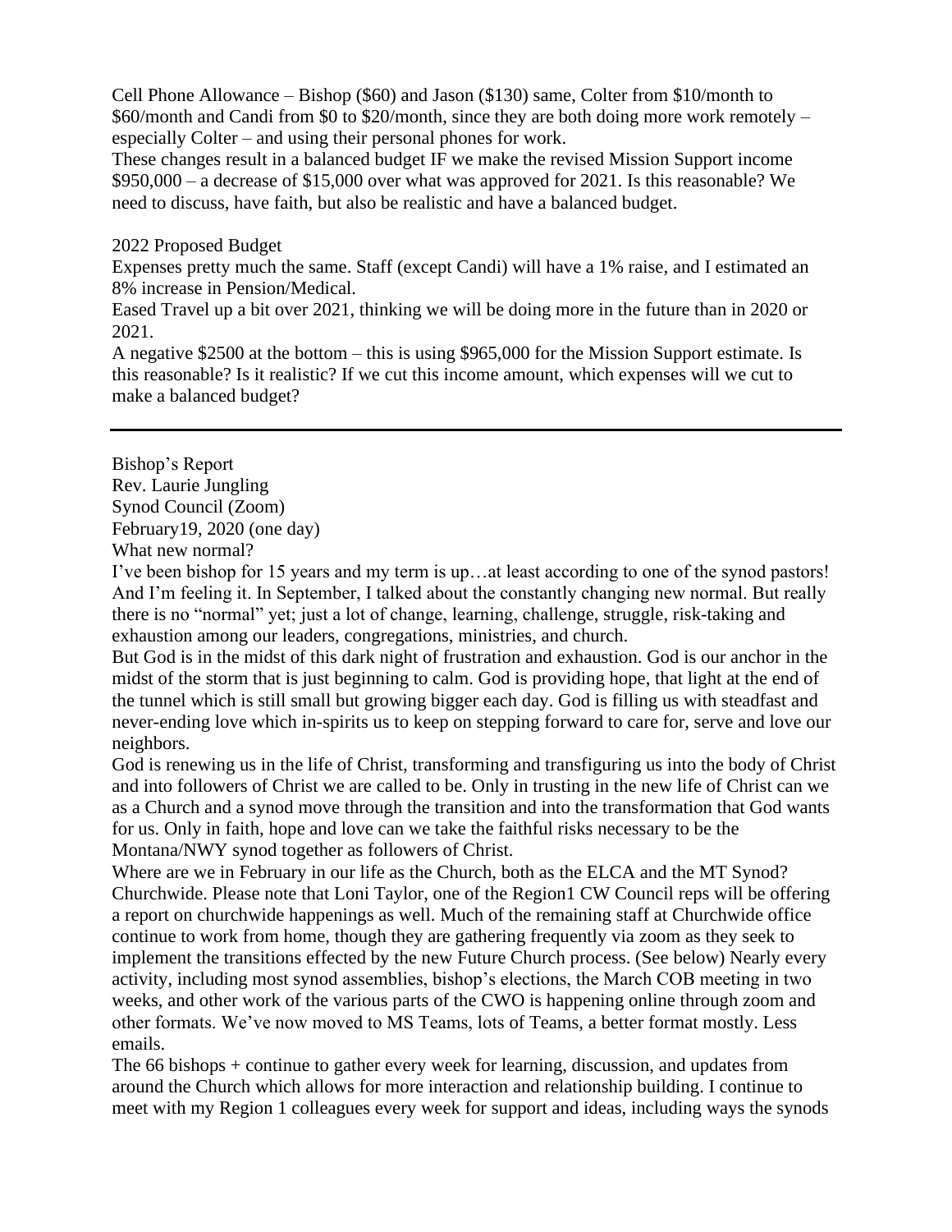Cell Phone Allowance – Bishop ($60) and Jason ($130) same, Colter from $10/month to $60/month and Candi from $0 to $20/month, since they are both doing more work remotely – especially Colter – and using their personal phones for work.

These changes result in a balanced budget IF we make the revised Mission Support income $950,000 – a decrease of $15,000 over what was approved for 2021. Is this reasonable? We need to discuss, have faith, but also be realistic and have a balanced budget.

2022 Proposed Budget

Expenses pretty much the same. Staff (except Candi) will have a 1% raise, and I estimated an 8% increase in Pension/Medical.

Eased Travel up a bit over 2021, thinking we will be doing more in the future than in 2020 or 2021.

A negative $2500 at the bottom – this is using $965,000 for the Mission Support estimate. Is this reasonable? Is it realistic? If we cut this income amount, which expenses will we cut to make a balanced budget?

---

Bishop's Report
Rev. Laurie Jungling
Synod Council (Zoom)
February19, 2020 (one day)
What new normal?

I've been bishop for 15 years and my term is up…at least according to one of the synod pastors! And I'm feeling it. In September, I talked about the constantly changing new normal. But really there is no "normal" yet; just a lot of change, learning, challenge, struggle, risk-taking and exhaustion among our leaders, congregations, ministries, and church.

But God is in the midst of this dark night of frustration and exhaustion. God is our anchor in the midst of the storm that is just beginning to calm. God is providing hope, that light at the end of the tunnel which is still small but growing bigger each day. God is filling us with steadfast and never-ending love which in-spirits us to keep on stepping forward to care for, serve and love our neighbors.

God is renewing us in the life of Christ, transforming and transfiguring us into the body of Christ and into followers of Christ we are called to be. Only in trusting in the new life of Christ can we as a Church and a synod move through the transition and into the transformation that God wants for us. Only in faith, hope and love can we take the faithful risks necessary to be the Montana/NWY synod together as followers of Christ.

Where are we in February in our life as the Church, both as the ELCA and the MT Synod? Churchwide. Please note that Loni Taylor, one of the Region1 CW Council reps will be offering a report on churchwide happenings as well. Much of the remaining staff at Churchwide office continue to work from home, though they are gathering frequently via zoom as they seek to implement the transitions effected by the new Future Church process. (See below) Nearly every activity, including most synod assemblies, bishop's elections, the March COB meeting in two weeks, and other work of the various parts of the CWO is happening online through zoom and other formats. We've now moved to MS Teams, lots of Teams, a better format mostly. Less emails.

The 66 bishops + continue to gather every week for learning, discussion, and updates from around the Church which allows for more interaction and relationship building. I continue to meet with my Region 1 colleagues every week for support and ideas, including ways the synods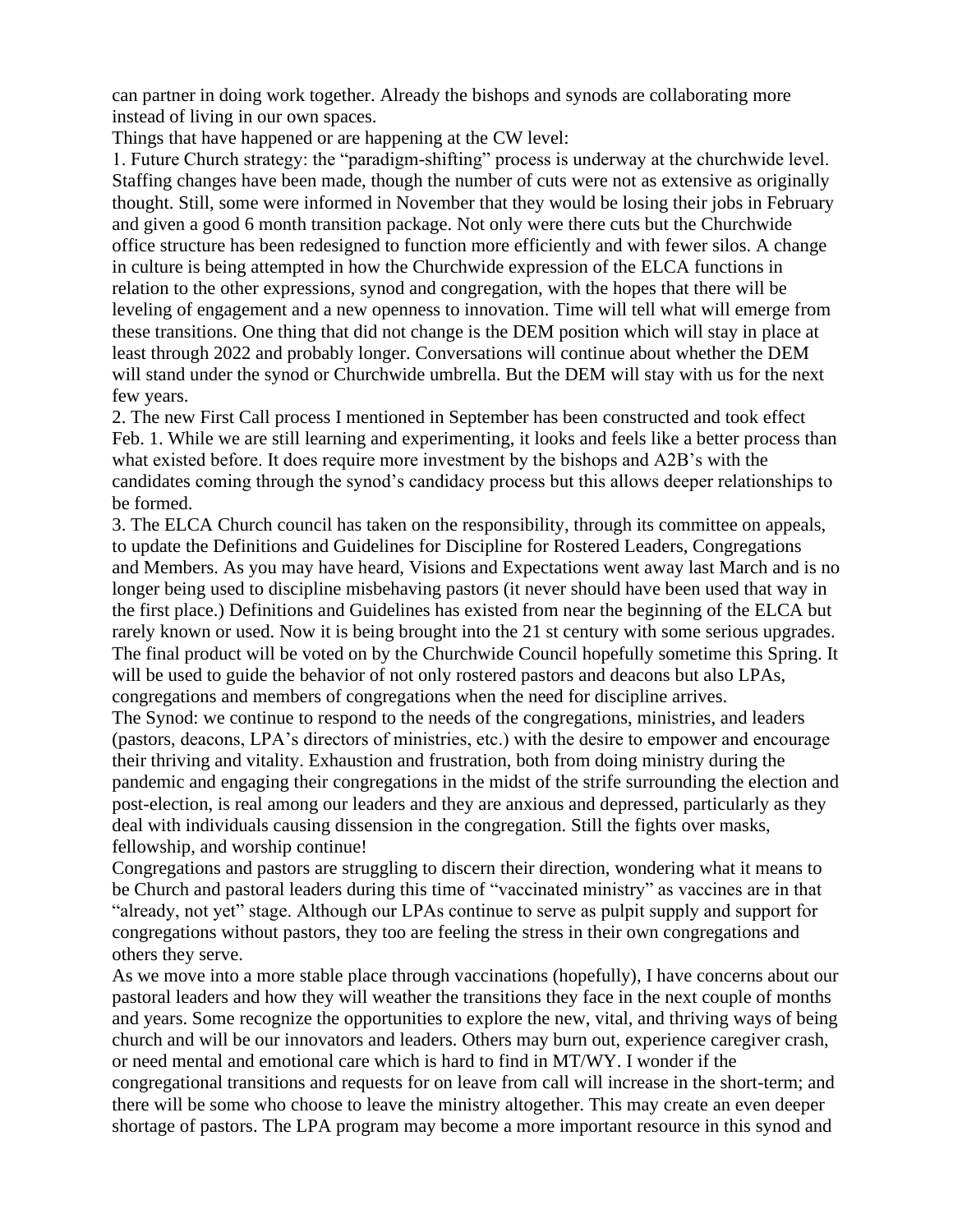can partner in doing work together. Already the bishops and synods are collaborating more instead of living in our own spaces.

Things that have happened or are happening at the CW level:

1. Future Church strategy: the "paradigm-shifting" process is underway at the churchwide level. Staffing changes have been made, though the number of cuts were not as extensive as originally thought. Still, some were informed in November that they would be losing their jobs in February and given a good 6 month transition package. Not only were there cuts but the Churchwide office structure has been redesigned to function more efficiently and with fewer silos. A change in culture is being attempted in how the Churchwide expression of the ELCA functions in relation to the other expressions, synod and congregation, with the hopes that there will be leveling of engagement and a new openness to innovation. Time will tell what will emerge from these transitions. One thing that did not change is the DEM position which will stay in place at least through 2022 and probably longer. Conversations will continue about whether the DEM will stand under the synod or Churchwide umbrella. But the DEM will stay with us for the next few years.
2. The new First Call process I mentioned in September has been constructed and took effect Feb. 1. While we are still learning and experimenting, it looks and feels like a better process than what existed before. It does require more investment by the bishops and A2B's with the candidates coming through the synod's candidacy process but this allows deeper relationships to be formed.
3. The ELCA Church council has taken on the responsibility, through its committee on appeals, to update the Definitions and Guidelines for Discipline for Rostered Leaders, Congregations and Members. As you may have heard, Visions and Expectations went away last March and is no longer being used to discipline misbehaving pastors (it never should have been used that way in the first place.) Definitions and Guidelines has existed from near the beginning of the ELCA but rarely known or used. Now it is being brought into the 21 st century with some serious upgrades. The final product will be voted on by the Churchwide Council hopefully sometime this Spring. It will be used to guide the behavior of not only rostered pastors and deacons but also LPAs, congregations and members of congregations when the need for discipline arrives.

The Synod: we continue to respond to the needs of the congregations, ministries, and leaders (pastors, deacons, LPA's directors of ministries, etc.) with the desire to empower and encourage their thriving and vitality. Exhaustion and frustration, both from doing ministry during the pandemic and engaging their congregations in the midst of the strife surrounding the election and post-election, is real among our leaders and they are anxious and depressed, particularly as they deal with individuals causing dissension in the congregation. Still the fights over masks, fellowship, and worship continue!

Congregations and pastors are struggling to discern their direction, wondering what it means to be Church and pastoral leaders during this time of "vaccinated ministry" as vaccines are in that "already, not yet" stage. Although our LPAs continue to serve as pulpit supply and support for congregations without pastors, they too are feeling the stress in their own congregations and others they serve.

As we move into a more stable place through vaccinations (hopefully), I have concerns about our pastoral leaders and how they will weather the transitions they face in the next couple of months and years. Some recognize the opportunities to explore the new, vital, and thriving ways of being church and will be our innovators and leaders. Others may burn out, experience caregiver crash, or need mental and emotional care which is hard to find in MT/WY. I wonder if the congregational transitions and requests for on leave from call will increase in the short-term; and there will be some who choose to leave the ministry altogether. This may create an even deeper shortage of pastors. The LPA program may become a more important resource in this synod and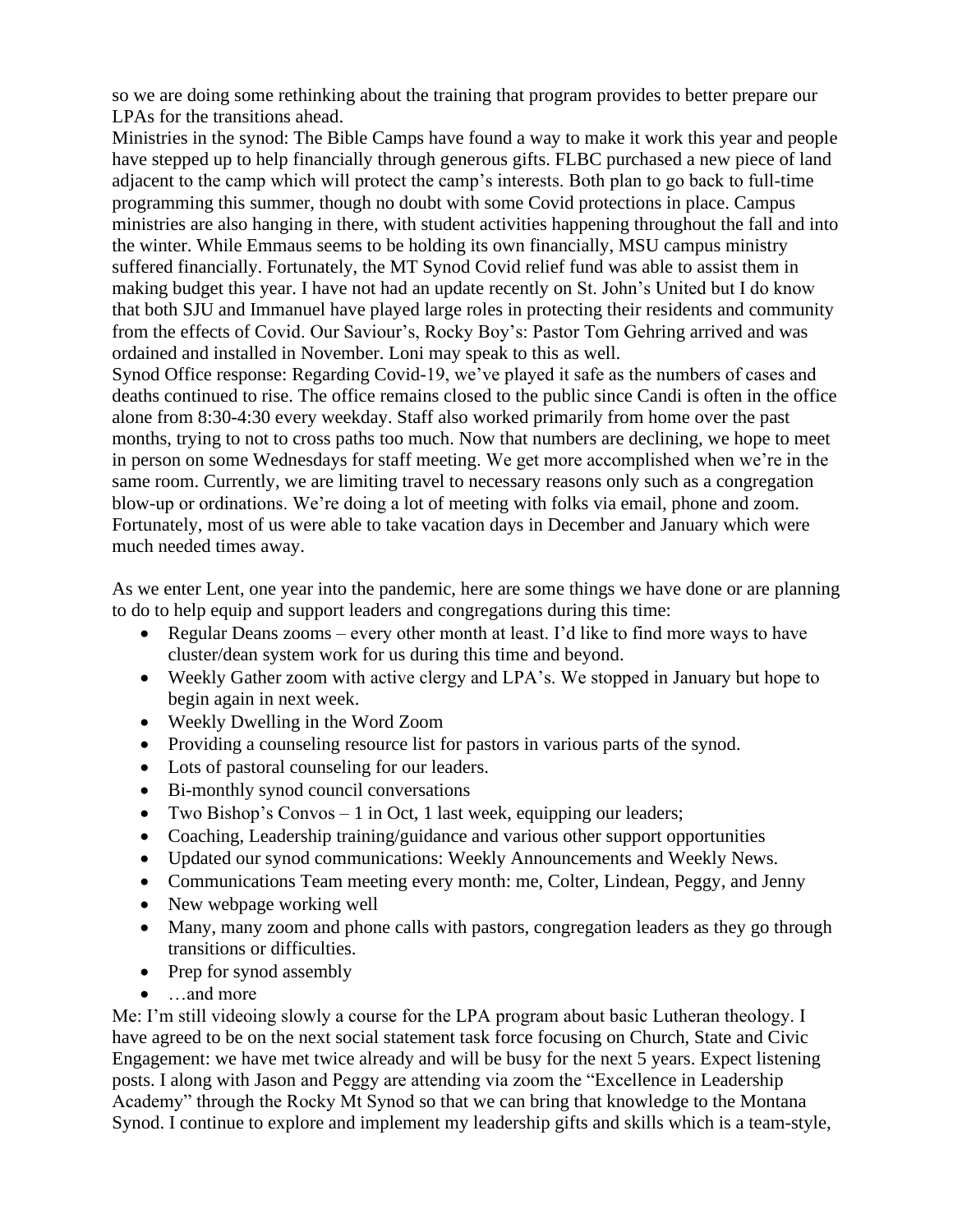so we are doing some rethinking about the training that program provides to better prepare our LPAs for the transitions ahead.

Ministries in the synod: The Bible Camps have found a way to make it work this year and people have stepped up to help financially through generous gifts. FLBC purchased a new piece of land adjacent to the camp which will protect the camp's interests. Both plan to go back to full-time programming this summer, though no doubt with some Covid protections in place. Campus ministries are also hanging in there, with student activities happening throughout the fall and into the winter. While Emmaus seems to be holding its own financially, MSU campus ministry suffered financially. Fortunately, the MT Synod Covid relief fund was able to assist them in making budget this year. I have not had an update recently on St. John's United but I do know that both SJU and Immanuel have played large roles in protecting their residents and community from the effects of Covid. Our Saviour's, Rocky Boy's: Pastor Tom Gehring arrived and was ordained and installed in November. Loni may speak to this as well.

Synod Office response: Regarding Covid-19, we've played it safe as the numbers of cases and deaths continued to rise. The office remains closed to the public since Candi is often in the office alone from 8:30-4:30 every weekday. Staff also worked primarily from home over the past months, trying to not to cross paths too much. Now that numbers are declining, we hope to meet in person on some Wednesdays for staff meeting. We get more accomplished when we're in the same room. Currently, we are limiting travel to necessary reasons only such as a congregation blow-up or ordinations. We're doing a lot of meeting with folks via email, phone and zoom. Fortunately, most of us were able to take vacation days in December and January which were much needed times away.

As we enter Lent, one year into the pandemic, here are some things we have done or are planning to do to help equip and support leaders and congregations during this time:

- Regular Deans zooms – every other month at least. I'd like to find more ways to have cluster/dean system work for us during this time and beyond.
- Weekly Gather zoom with active clergy and LPA's. We stopped in January but hope to begin again in next week.
- Weekly Dwelling in the Word Zoom
- Providing a counseling resource list for pastors in various parts of the synod.
- Lots of pastoral counseling for our leaders.
- Bi-monthly synod council conversations
- Two Bishop's Convos – 1 in Oct, 1 last week, equipping our leaders;
- Coaching, Leadership training/guidance and various other support opportunities
- Updated our synod communications: Weekly Announcements and Weekly News.
- Communications Team meeting every month: me, Colter, Lindean, Peggy, and Jenny
- New webpage working well
- Many, many zoom and phone calls with pastors, congregation leaders as they go through transitions or difficulties.
- Prep for synod assembly
- …and more

Me: I'm still videoing slowly a course for the LPA program about basic Lutheran theology. I have agreed to be on the next social statement task force focusing on Church, State and Civic Engagement: we have met twice already and will be busy for the next 5 years. Expect listening posts. I along with Jason and Peggy are attending via zoom the "Excellence in Leadership Academy" through the Rocky Mt Synod so that we can bring that knowledge to the Montana Synod. I continue to explore and implement my leadership gifts and skills which is a team-style,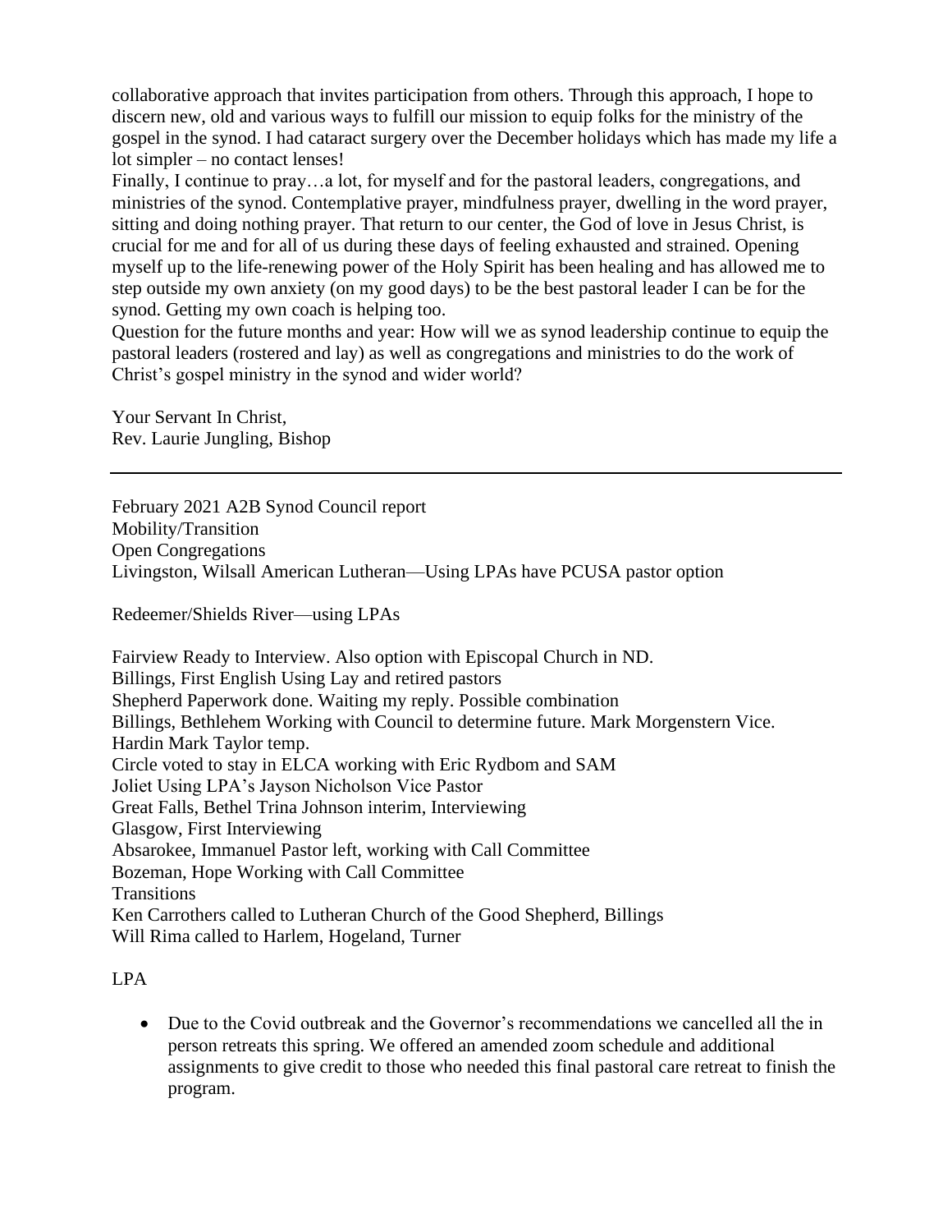collaborative approach that invites participation from others. Through this approach, I hope to discern new, old and various ways to fulfill our mission to equip folks for the ministry of the gospel in the synod. I had cataract surgery over the December holidays which has made my life a lot simpler – no contact lenses!

Finally, I continue to pray…a lot, for myself and for the pastoral leaders, congregations, and ministries of the synod. Contemplative prayer, mindfulness prayer, dwelling in the word prayer, sitting and doing nothing prayer. That return to our center, the God of love in Jesus Christ, is crucial for me and for all of us during these days of feeling exhausted and strained. Opening myself up to the life-renewing power of the Holy Spirit has been healing and has allowed me to step outside my own anxiety (on my good days) to be the best pastoral leader I can be for the synod. Getting my own coach is helping too.

Question for the future months and year: How will we as synod leadership continue to equip the pastoral leaders (rostered and lay) as well as congregations and ministries to do the work of Christ's gospel ministry in the synod and wider world?

Your Servant In Christ,
Rev. Laurie Jungling, Bishop

---

February 2021 A2B Synod Council report
Mobility/Transition
Open Congregations
Livingston, Wilsall American Lutheran—Using LPAs have PCUSA pastor option

Redeemer/Shields River—using LPAs

Fairview Ready to Interview. Also option with Episcopal Church in ND.
Billings, First English Using Lay and retired pastors
Shepherd Paperwork done. Waiting my reply. Possible combination
Billings, Bethlehem Working with Council to determine future. Mark Morgenstern Vice.
Hardin Mark Taylor temp.
Circle voted to stay in ELCA working with Eric Rydbom and SAM
Joliet Using LPA's Jayson Nicholson Vice Pastor
Great Falls, Bethel Trina Johnson interim, Interviewing
Glasgow, First Interviewing
Absarokee, Immanuel Pastor left, working with Call Committee
Bozeman, Hope Working with Call Committee
Transitions
Ken Carrothers called to Lutheran Church of the Good Shepherd, Billings
Will Rima called to Harlem, Hogeland, Turner

LPA

- Due to the Covid outbreak and the Governor's recommendations we cancelled all the in person retreats this spring. We offered an amended zoom schedule and additional assignments to give credit to those who needed this final pastoral care retreat to finish the program.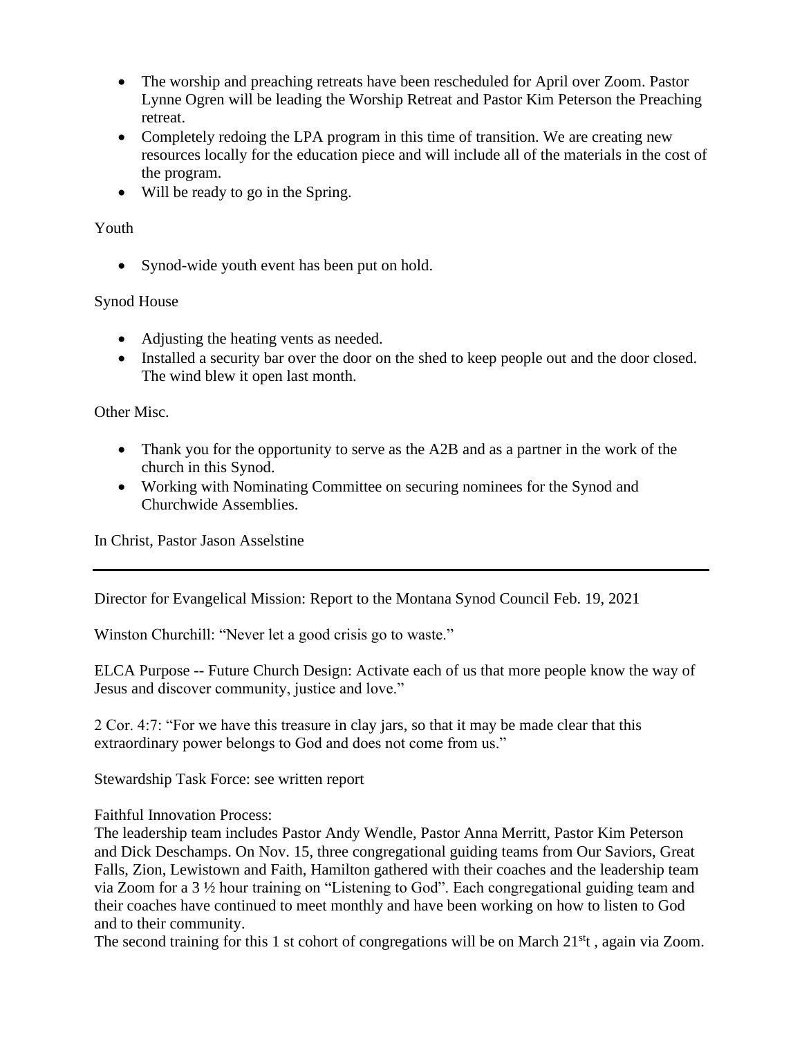- The worship and preaching retreats have been rescheduled for April over Zoom. Pastor Lynne Ogren will be leading the Worship Retreat and Pastor Kim Peterson the Preaching retreat.
- Completely redoing the LPA program in this time of transition. We are creating new resources locally for the education piece and will include all of the materials in the cost of the program.
- Will be ready to go in the Spring.

Youth

- Synod-wide youth event has been put on hold.

Synod House

- Adjusting the heating vents as needed.
- Installed a security bar over the door on the shed to keep people out and the door closed. The wind blew it open last month.

Other Misc.

- Thank you for the opportunity to serve as the A2B and as a partner in the work of the church in this Synod.
- Working with Nominating Committee on securing nominees for the Synod and Churchwide Assemblies.

In Christ, Pastor Jason Asselstine

---

Director for Evangelical Mission: Report to the Montana Synod Council Feb. 19, 2021

Winston Churchill: "Never let a good crisis go to waste."

ELCA Purpose -- Future Church Design: Activate each of us that more people know the way of Jesus and discover community, justice and love."

2 Cor. 4:7: "For we have this treasure in clay jars, so that it may be made clear that this extraordinary power belongs to God and does not come from us."

Stewardship Task Force: see written report

Faithful Innovation Process:
The leadership team includes Pastor Andy Wendle, Pastor Anna Merritt, Pastor Kim Peterson and Dick Deschamps. On Nov. 15, three congregational guiding teams from Our Saviors, Great Falls, Zion, Lewistown and Faith, Hamilton gathered with their coaches and the leadership team via Zoom for a 3 ½ hour training on "Listening to God". Each congregational guiding team and their coaches have continued to meet monthly and have been working on how to listen to God and to their community.
The second training for this 1 st cohort of congregations will be on March 21stt , again via Zoom.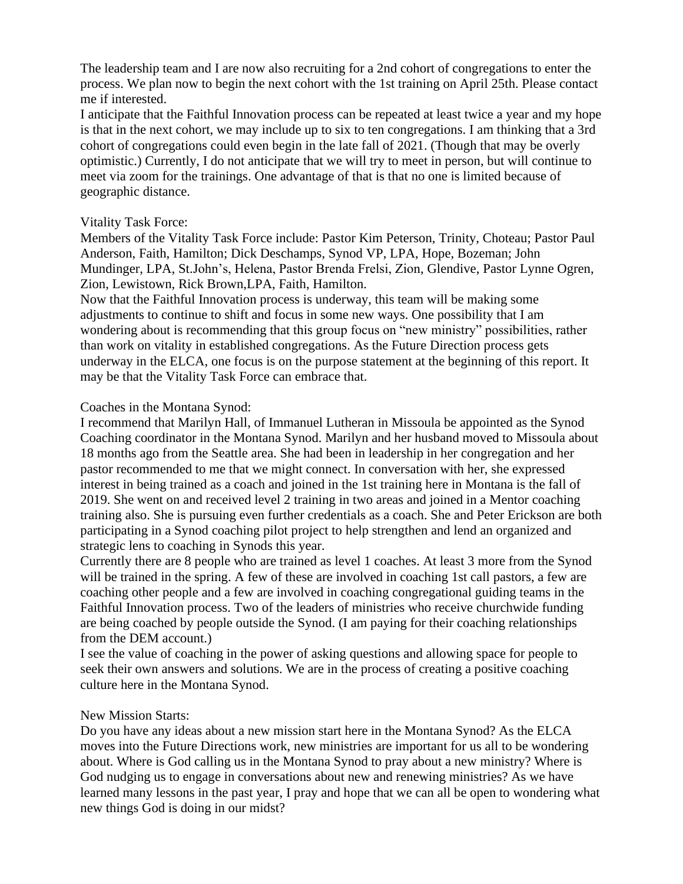The leadership team and I are now also recruiting for a 2nd cohort of congregations to enter the process. We plan now to begin the next cohort with the 1st training on April 25th. Please contact me if interested.

I anticipate that the Faithful Innovation process can be repeated at least twice a year and my hope is that in the next cohort, we may include up to six to ten congregations. I am thinking that a 3rd cohort of congregations could even begin in the late fall of 2021. (Though that may be overly optimistic.) Currently, I do not anticipate that we will try to meet in person, but will continue to meet via zoom for the trainings. One advantage of that is that no one is limited because of geographic distance.

Vitality Task Force:

Members of the Vitality Task Force include: Pastor Kim Peterson, Trinity, Choteau; Pastor Paul Anderson, Faith, Hamilton; Dick Deschamps, Synod VP, LPA, Hope, Bozeman; John Mundinger, LPA, St.John's, Helena, Pastor Brenda Frelsi, Zion, Glendive, Pastor Lynne Ogren, Zion, Lewistown, Rick Brown,LPA, Faith, Hamilton.

Now that the Faithful Innovation process is underway, this team will be making some adjustments to continue to shift and focus in some new ways. One possibility that I am wondering about is recommending that this group focus on "new ministry" possibilities, rather than work on vitality in established congregations. As the Future Direction process gets underway in the ELCA, one focus is on the purpose statement at the beginning of this report. It may be that the Vitality Task Force can embrace that.

Coaches in the Montana Synod:

I recommend that Marilyn Hall, of Immanuel Lutheran in Missoula be appointed as the Synod Coaching coordinator in the Montana Synod. Marilyn and her husband moved to Missoula about 18 months ago from the Seattle area. She had been in leadership in her congregation and her pastor recommended to me that we might connect. In conversation with her, she expressed interest in being trained as a coach and joined in the 1st training here in Montana is the fall of 2019. She went on and received level 2 training in two areas and joined in a Mentor coaching training also. She is pursuing even further credentials as a coach. She and Peter Erickson are both participating in a Synod coaching pilot project to help strengthen and lend an organized and strategic lens to coaching in Synods this year.

Currently there are 8 people who are trained as level 1 coaches. At least 3 more from the Synod will be trained in the spring. A few of these are involved in coaching 1st call pastors, a few are coaching other people and a few are involved in coaching congregational guiding teams in the Faithful Innovation process. Two of the leaders of ministries who receive churchwide funding are being coached by people outside the Synod. (I am paying for their coaching relationships from the DEM account.)

I see the value of coaching in the power of asking questions and allowing space for people to seek their own answers and solutions. We are in the process of creating a positive coaching culture here in the Montana Synod.

New Mission Starts:

Do you have any ideas about a new mission start here in the Montana Synod? As the ELCA moves into the Future Directions work, new ministries are important for us all to be wondering about. Where is God calling us in the Montana Synod to pray about a new ministry? Where is God nudging us to engage in conversations about new and renewing ministries? As we have learned many lessons in the past year, I pray and hope that we can all be open to wondering what new things God is doing in our midst?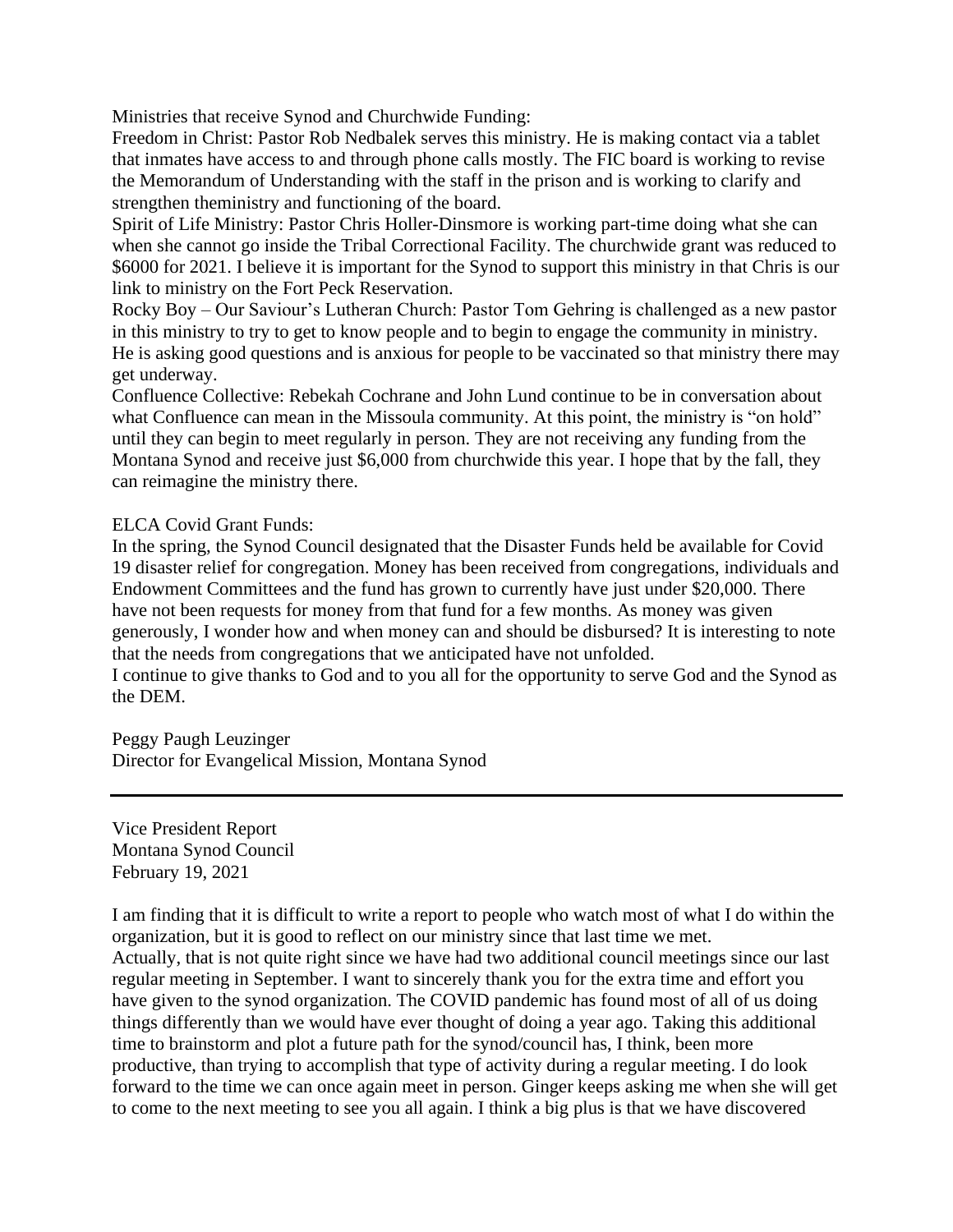Ministries that receive Synod and Churchwide Funding:

Freedom in Christ: Pastor Rob Nedbalek serves this ministry. He is making contact via a tablet that inmates have access to and through phone calls mostly. The FIC board is working to revise the Memorandum of Understanding with the staff in the prison and is working to clarify and strengthen theministry and functioning of the board.

Spirit of Life Ministry: Pastor Chris Holler-Dinsmore is working part-time doing what she can when she cannot go inside the Tribal Correctional Facility. The churchwide grant was reduced to $6000 for 2021. I believe it is important for the Synod to support this ministry in that Chris is our link to ministry on the Fort Peck Reservation.

Rocky Boy – Our Saviour's Lutheran Church: Pastor Tom Gehring is challenged as a new pastor in this ministry to try to get to know people and to begin to engage the community in ministry. He is asking good questions and is anxious for people to be vaccinated so that ministry there may get underway.

Confluence Collective: Rebekah Cochrane and John Lund continue to be in conversation about what Confluence can mean in the Missoula community. At this point, the ministry is "on hold" until they can begin to meet regularly in person. They are not receiving any funding from the Montana Synod and receive just $6,000 from churchwide this year. I hope that by the fall, they can reimagine the ministry there.

ELCA Covid Grant Funds:

In the spring, the Synod Council designated that the Disaster Funds held be available for Covid 19 disaster relief for congregation. Money has been received from congregations, individuals and Endowment Committees and the fund has grown to currently have just under $20,000. There have not been requests for money from that fund for a few months. As money was given generously, I wonder how and when money can and should be disbursed? It is interesting to note that the needs from congregations that we anticipated have not unfolded.

I continue to give thanks to God and to you all for the opportunity to serve God and the Synod as the DEM.

Peggy Paugh Leuzinger
Director for Evangelical Mission, Montana Synod

---

Vice President Report
Montana Synod Council
February 19, 2021

I am finding that it is difficult to write a report to people who watch most of what I do within the organization, but it is good to reflect on our ministry since that last time we met.
Actually, that is not quite right since we have had two additional council meetings since our last regular meeting in September. I want to sincerely thank you for the extra time and effort you have given to the synod organization. The COVID pandemic has found most of all of us doing things differently than we would have ever thought of doing a year ago. Taking this additional time to brainstorm and plot a future path for the synod/council has, I think, been more productive, than trying to accomplish that type of activity during a regular meeting. I do look forward to the time we can once again meet in person. Ginger keeps asking me when she will get to come to the next meeting to see you all again. I think a big plus is that we have discovered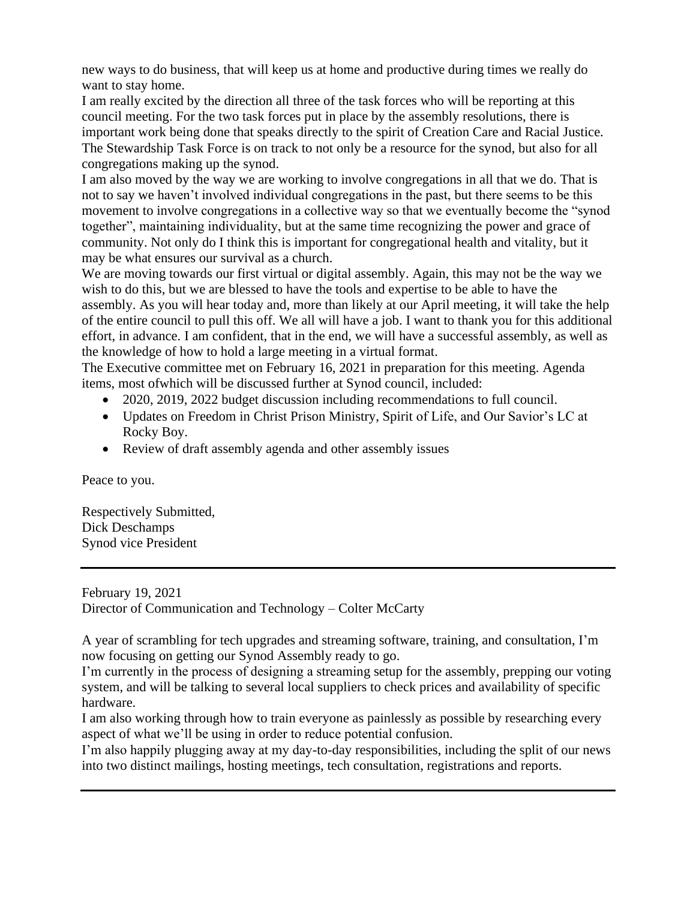new ways to do business, that will keep us at home and productive during times we really do want to stay home.

I am really excited by the direction all three of the task forces who will be reporting at this council meeting. For the two task forces put in place by the assembly resolutions, there is important work being done that speaks directly to the spirit of Creation Care and Racial Justice. The Stewardship Task Force is on track to not only be a resource for the synod, but also for all congregations making up the synod.

I am also moved by the way we are working to involve congregations in all that we do. That is not to say we haven't involved individual congregations in the past, but there seems to be this movement to involve congregations in a collective way so that we eventually become the "synod together", maintaining individuality, but at the same time recognizing the power and grace of community. Not only do I think this is important for congregational health and vitality, but it may be what ensures our survival as a church.

We are moving towards our first virtual or digital assembly. Again, this may not be the way we wish to do this, but we are blessed to have the tools and expertise to be able to have the assembly. As you will hear today and, more than likely at our April meeting, it will take the help of the entire council to pull this off. We all will have a job. I want to thank you for this additional effort, in advance. I am confident, that in the end, we will have a successful assembly, as well as the knowledge of how to hold a large meeting in a virtual format.

The Executive committee met on February 16, 2021 in preparation for this meeting. Agenda items, most ofwhich will be discussed further at Synod council, included:

- 2020, 2019, 2022 budget discussion including recommendations to full council.
- Updates on Freedom in Christ Prison Ministry, Spirit of Life, and Our Savior's LC at Rocky Boy.
- Review of draft assembly agenda and other assembly issues

Peace to you.

Respectively Submitted,
Dick Deschamps
Synod vice President

---

February 19, 2021
Director of Communication and Technology – Colter McCarty

A year of scrambling for tech upgrades and streaming software, training, and consultation, I'm now focusing on getting our Synod Assembly ready to go.

I'm currently in the process of designing a streaming setup for the assembly, prepping our voting system, and will be talking to several local suppliers to check prices and availability of specific hardware.

I am also working through how to train everyone as painlessly as possible by researching every aspect of what we'll be using in order to reduce potential confusion.

I'm also happily plugging away at my day-to-day responsibilities, including the split of our news into two distinct mailings, hosting meetings, tech consultation, registrations and reports.

---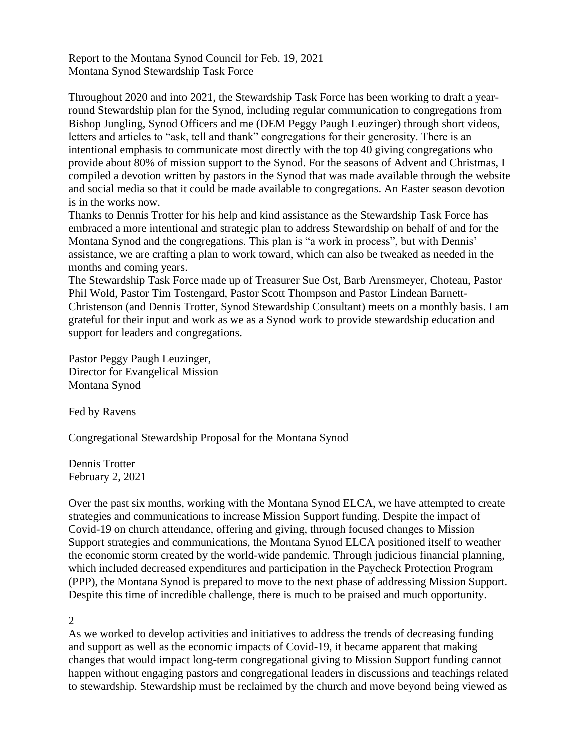Report to the Montana Synod Council for Feb. 19, 2021
Montana Synod Stewardship Task Force

Throughout 2020 and into 2021, the Stewardship Task Force has been working to draft a year-round Stewardship plan for the Synod, including regular communication to congregations from Bishop Jungling, Synod Officers and me (DEM Peggy Paugh Leuzinger) through short videos, letters and articles to "ask, tell and thank" congregations for their generosity. There is an intentional emphasis to communicate most directly with the top 40 giving congregations who provide about 80% of mission support to the Synod. For the seasons of Advent and Christmas, I compiled a devotion written by pastors in the Synod that was made available through the website and social media so that it could be made available to congregations. An Easter season devotion is in the works now.

Thanks to Dennis Trotter for his help and kind assistance as the Stewardship Task Force has embraced a more intentional and strategic plan to address Stewardship on behalf of and for the Montana Synod and the congregations. This plan is "a work in process", but with Dennis' assistance, we are crafting a plan to work toward, which can also be tweaked as needed in the months and coming years.

The Stewardship Task Force made up of Treasurer Sue Ost, Barb Arensmeyer, Choteau, Pastor Phil Wold, Pastor Tim Tostengard, Pastor Scott Thompson and Pastor Lindean Barnett-Christenson (and Dennis Trotter, Synod Stewardship Consultant) meets on a monthly basis. I am grateful for their input and work as we as a Synod work to provide stewardship education and support for leaders and congregations.

Pastor Peggy Paugh Leuzinger,
Director for Evangelical Mission
Montana Synod

Fed by Ravens

Congregational Stewardship Proposal for the Montana Synod

Dennis Trotter
February 2, 2021

Over the past six months, working with the Montana Synod ELCA, we have attempted to create strategies and communications to increase Mission Support funding. Despite the impact of Covid-19 on church attendance, offering and giving, through focused changes to Mission Support strategies and communications, the Montana Synod ELCA positioned itself to weather the economic storm created by the world-wide pandemic. Through judicious financial planning, which included decreased expenditures and participation in the Paycheck Protection Program (PPP), the Montana Synod is prepared to move to the next phase of addressing Mission Support. Despite this time of incredible challenge, there is much to be praised and much opportunity.

2

As we worked to develop activities and initiatives to address the trends of decreasing funding and support as well as the economic impacts of Covid-19, it became apparent that making changes that would impact long-term congregational giving to Mission Support funding cannot happen without engaging pastors and congregational leaders in discussions and teachings related to stewardship. Stewardship must be reclaimed by the church and move beyond being viewed as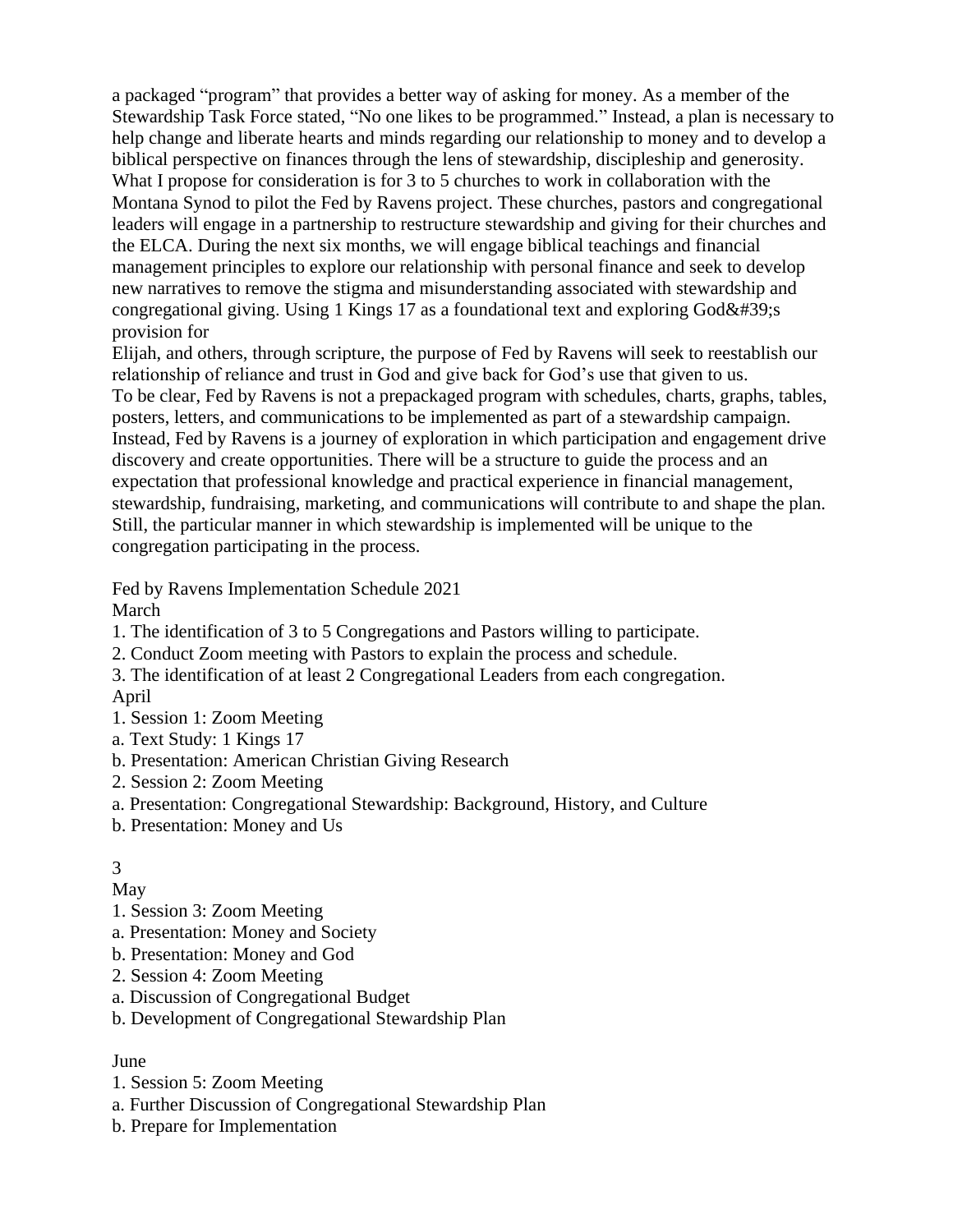a packaged "program" that provides a better way of asking for money. As a member of the Stewardship Task Force stated, "No one likes to be programmed." Instead, a plan is necessary to help change and liberate hearts and minds regarding our relationship to money and to develop a biblical perspective on finances through the lens of stewardship, discipleship and generosity. What I propose for consideration is for 3 to 5 churches to work in collaboration with the Montana Synod to pilot the Fed by Ravens project. These churches, pastors and congregational leaders will engage in a partnership to restructure stewardship and giving for their churches and the ELCA. During the next six months, we will engage biblical teachings and financial management principles to explore our relationship with personal finance and seek to develop new narratives to remove the stigma and misunderstanding associated with stewardship and congregational giving. Using 1 Kings 17 as a foundational text and exploring God&#39;s provision for
Elijah, and others, through scripture, the purpose of Fed by Ravens will seek to reestablish our relationship of reliance and trust in God and give back for God's use that given to us.
To be clear, Fed by Ravens is not a prepackaged program with schedules, charts, graphs, tables, posters, letters, and communications to be implemented as part of a stewardship campaign. Instead, Fed by Ravens is a journey of exploration in which participation and engagement drive discovery and create opportunities. There will be a structure to guide the process and an expectation that professional knowledge and practical experience in financial management, stewardship, fundraising, marketing, and communications will contribute to and shape the plan. Still, the particular manner in which stewardship is implemented will be unique to the congregation participating in the process.

Fed by Ravens Implementation Schedule 2021

March

1. The identification of 3 to 5 Congregations and Pastors willing to participate.
2. Conduct Zoom meeting with Pastors to explain the process and schedule.
3. The identification of at least 2 Congregational Leaders from each congregation.

April

1. Session 1: Zoom Meeting
   a. Text Study: 1 Kings 17
   b. Presentation: American Christian Giving Research
2. Session 2: Zoom Meeting
   a. Presentation: Congregational Stewardship: Background, History, and Culture
   b. Presentation: Money and Us

May

1. Session 3: Zoom Meeting
   a. Presentation: Money and Society
   b. Presentation: Money and God
2. Session 4: Zoom Meeting
   a. Discussion of Congregational Budget
   b. Development of Congregational Stewardship Plan

June

1. Session 5: Zoom Meeting
   a. Further Discussion of Congregational Stewardship Plan
   b. Prepare for Implementation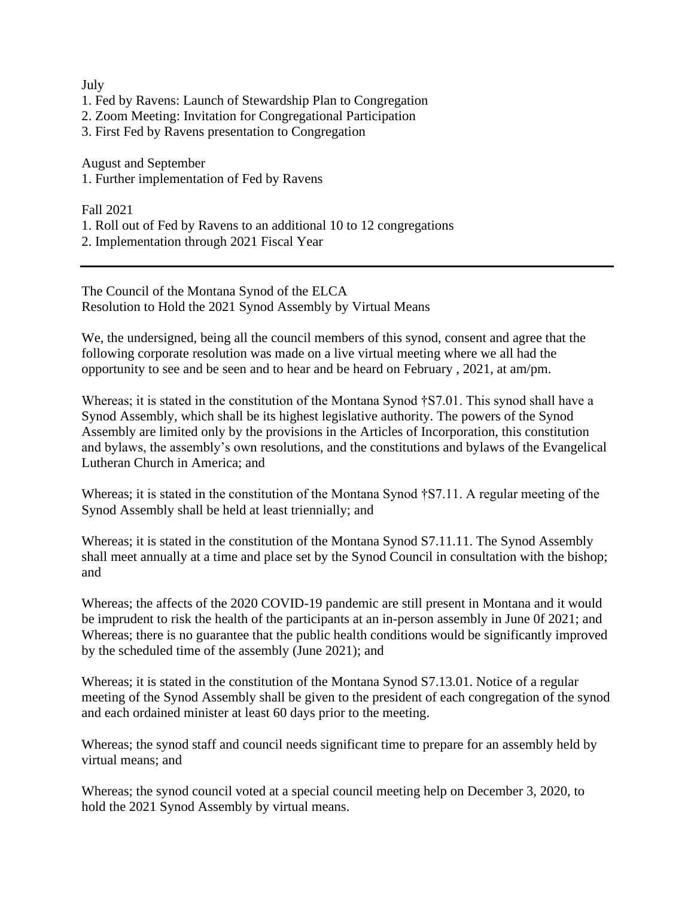July

1. Fed by Ravens: Launch of Stewardship Plan to Congregation
2. Zoom Meeting: Invitation for Congregational Participation
3. First Fed by Ravens presentation to Congregation

August and September

1. Further implementation of Fed by Ravens

Fall 2021

1. Roll out of Fed by Ravens to an additional 10 to 12 congregations
2. Implementation through 2021 Fiscal Year

---

The Council of the Montana Synod of the ELCA
Resolution to Hold the 2021 Synod Assembly by Virtual Means

We, the undersigned, being all the council members of this synod, consent and agree that the following corporate resolution was made on a live virtual meeting where we all had the opportunity to see and be seen and to hear and be heard on February , 2021, at am/pm.

Whereas; it is stated in the constitution of the Montana Synod †S7.01. This synod shall have a Synod Assembly, which shall be its highest legislative authority. The powers of the Synod Assembly are limited only by the provisions in the Articles of Incorporation, this constitution and bylaws, the assembly's own resolutions, and the constitutions and bylaws of the Evangelical Lutheran Church in America; and

Whereas; it is stated in the constitution of the Montana Synod †S7.11. A regular meeting of the Synod Assembly shall be held at least triennially; and

Whereas; it is stated in the constitution of the Montana Synod S7.11.11. The Synod Assembly shall meet annually at a time and place set by the Synod Council in consultation with the bishop; and

Whereas; the affects of the 2020 COVID-19 pandemic are still present in Montana and it would be imprudent to risk the health of the participants at an in-person assembly in June 0f 2021; and
Whereas; there is no guarantee that the public health conditions would be significantly improved by the scheduled time of the assembly (June 2021); and

Whereas; it is stated in the constitution of the Montana Synod S7.13.01. Notice of a regular meeting of the Synod Assembly shall be given to the president of each congregation of the synod and each ordained minister at least 60 days prior to the meeting.

Whereas; the synod staff and council needs significant time to prepare for an assembly held by virtual means; and

Whereas; the synod council voted at a special council meeting help on December 3, 2020, to hold the 2021 Synod Assembly by virtual means.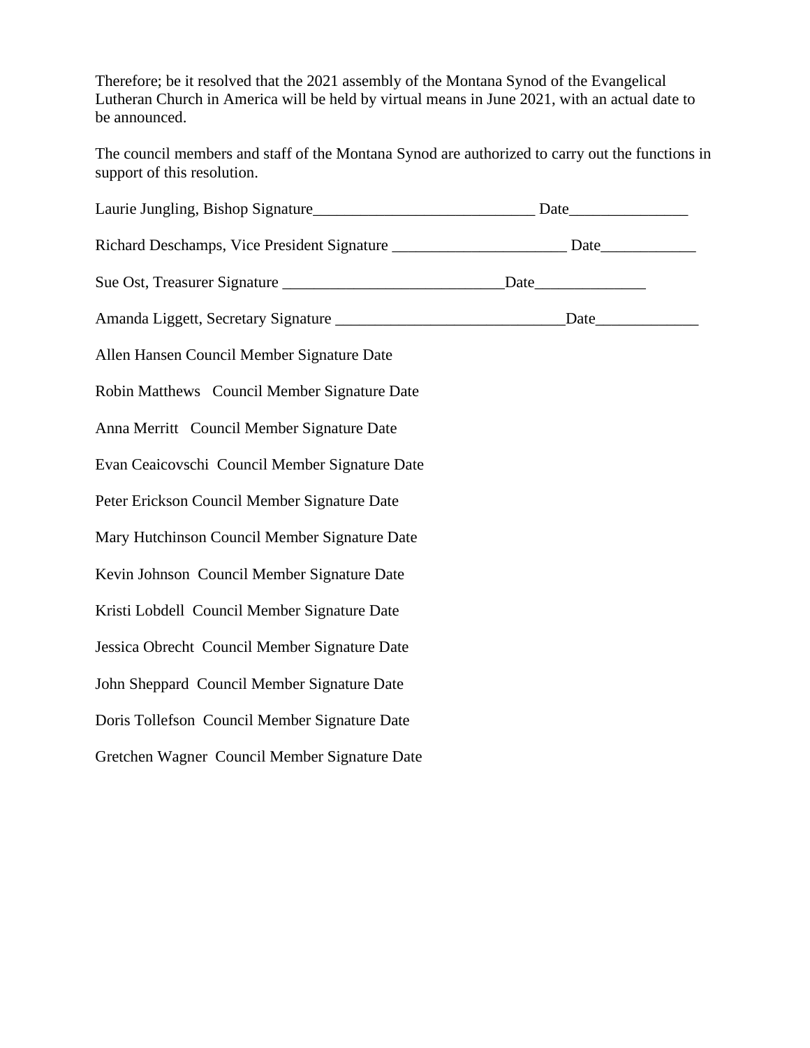Therefore; be it resolved that the 2021 assembly of the Montana Synod of the Evangelical Lutheran Church in America will be held by virtual means in June 2021, with an actual date to be announced.

The council members and staff of the Montana Synod are authorized to carry out the functions in support of this resolution.

Laurie Jungling, Bishop Signature____________________________ Date_______________

Richard Deschamps, Vice President Signature ______________________ Date____________

Sue Ost, Treasurer Signature ___________________________Date______________

Amanda Liggett, Secretary Signature _____________________________Date_____________

Allen Hansen Council Member Signature Date

Robin Matthews Council Member Signature Date

Anna Merritt Council Member Signature Date

Evan Ceaicovschi Council Member Signature Date

Peter Erickson Council Member Signature Date

Mary Hutchinson Council Member Signature Date

Kevin Johnson Council Member Signature Date

Kristi Lobdell Council Member Signature Date

Jessica Obrecht Council Member Signature Date

John Sheppard Council Member Signature Date

Doris Tollefson Council Member Signature Date

Gretchen Wagner Council Member Signature Date